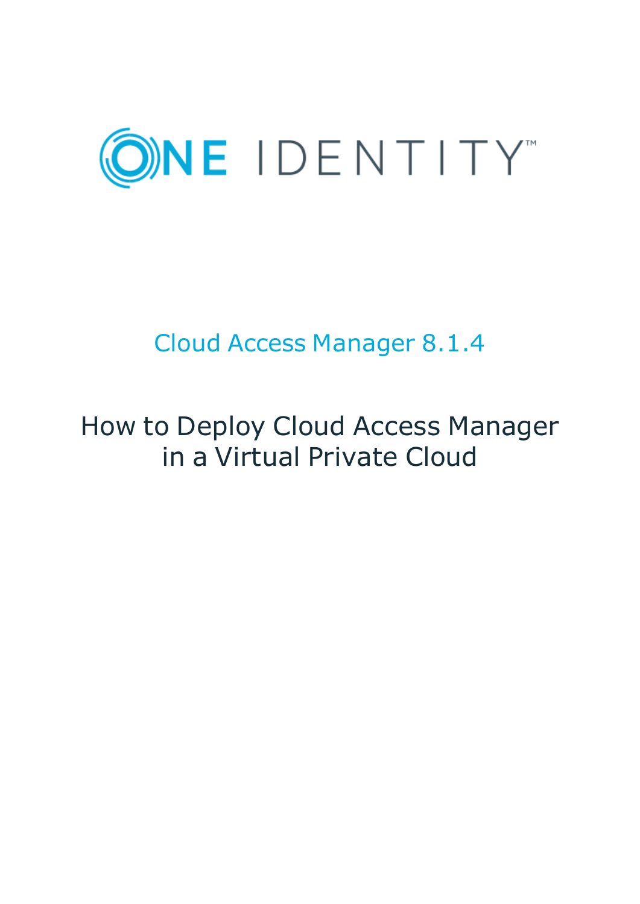ONE IDENTITY™

Cloud Access Manager 8.1.4

# How to Deploy Cloud Access Manager in a Virtual Private Cloud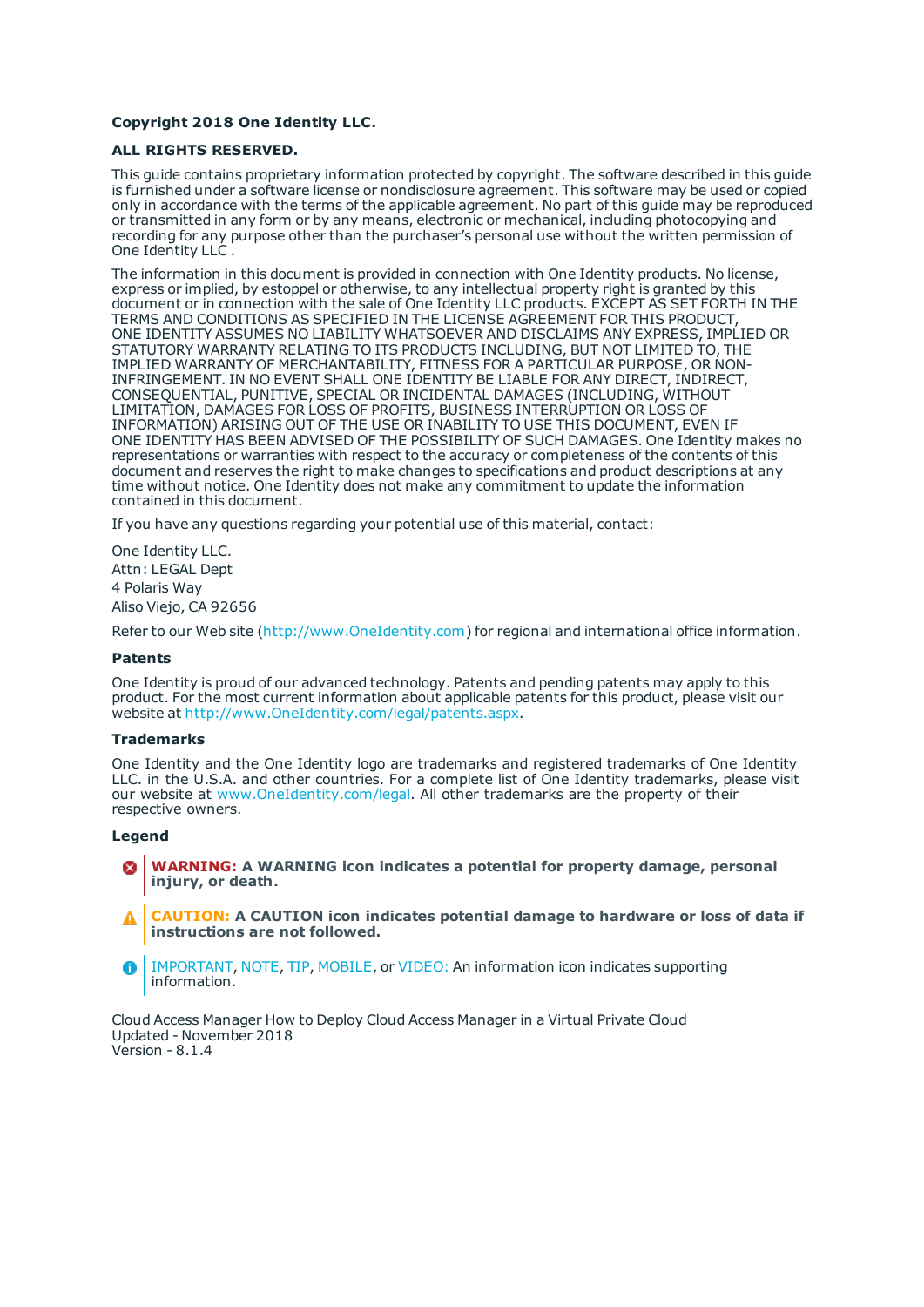**Copyright 2018 One Identity LLC.**

**ALL RIGHTS RESERVED.**

This guide contains proprietary information protected by copyright. The software described in this guide is furnished under a software license or nondisclosure agreement. This software may be used or copied only in accordance with the terms of the applicable agreement. No part of this guide may be reproduced or transmitted in any form or by any means, electronic or mechanical, including photocopying and recording for any purpose other than the purchaser's personal use without the written permission of One Identity LLC .

The information in this document is provided in connection with One Identity products. No license, express or implied, by estoppel or otherwise, to any intellectual property right is granted by this document or in connection with the sale of One Identity LLC products. EXCEPT AS SET FORTH IN THE TERMS AND CONDITIONS AS SPECIFIED IN THE LICENSE AGREEMENT FOR THIS PRODUCT, ONE IDENTITY ASSUMES NO LIABILITY WHATSOEVER AND DISCLAIMS ANY EXPRESS, IMPLIED OR STATUTORY WARRANTY RELATING TO ITS PRODUCTS INCLUDING, BUT NOT LIMITED TO, THE IMPLIED WARRANTY OF MERCHANTABILITY, FITNESS FOR A PARTICULAR PURPOSE, OR NON-INFRINGEMENT. IN NO EVENT SHALL ONE IDENTITY BE LIABLE FOR ANY DIRECT, INDIRECT, CONSEQUENTIAL, PUNITIVE, SPECIAL OR INCIDENTAL DAMAGES (INCLUDING, WITHOUT LIMITATION, DAMAGES FOR LOSS OF PROFITS, BUSINESS INTERRUPTION OR LOSS OF INFORMATION) ARISING OUT OF THE USE OR INABILITY TO USE THIS DOCUMENT, EVEN IF ONE IDENTITY HAS BEEN ADVISED OF THE POSSIBILITY OF SUCH DAMAGES. One Identity makes no representations or warranties with respect to the accuracy or completeness of the contents of this document and reserves the right to make changes to specifications and product descriptions at any time without notice. One Identity does not make any commitment to update the information contained in this document.

If you have any questions regarding your potential use of this material, contact:

One Identity LLC.
Attn: LEGAL Dept
4 Polaris Way
Aliso Viejo, CA 92656

Refer to our Web site (http://www.OneIdentity.com) for regional and international office information.

**Patents**

One Identity is proud of our advanced technology. Patents and pending patents may apply to this product. For the most current information about applicable patents for this product, please visit our website at http://www.OneIdentity.com/legal/patents.aspx.

**Trademarks**

One Identity and the One Identity logo are trademarks and registered trademarks of One Identity LLC. in the U.S.A. and other countries. For a complete list of One Identity trademarks, please visit our website at www.OneIdentity.com/legal. All other trademarks are the property of their respective owners.

**Legend**

**WARNING: A WARNING icon indicates a potential for property damage, personal injury, or death.**

**CAUTION: A CAUTION icon indicates potential damage to hardware or loss of data if instructions are not followed.**

IMPORTANT, NOTE, TIP, MOBILE, or VIDEO: An information icon indicates supporting information.

Cloud Access Manager How to Deploy Cloud Access Manager in a Virtual Private Cloud
Updated - November 2018
Version - 8.1.4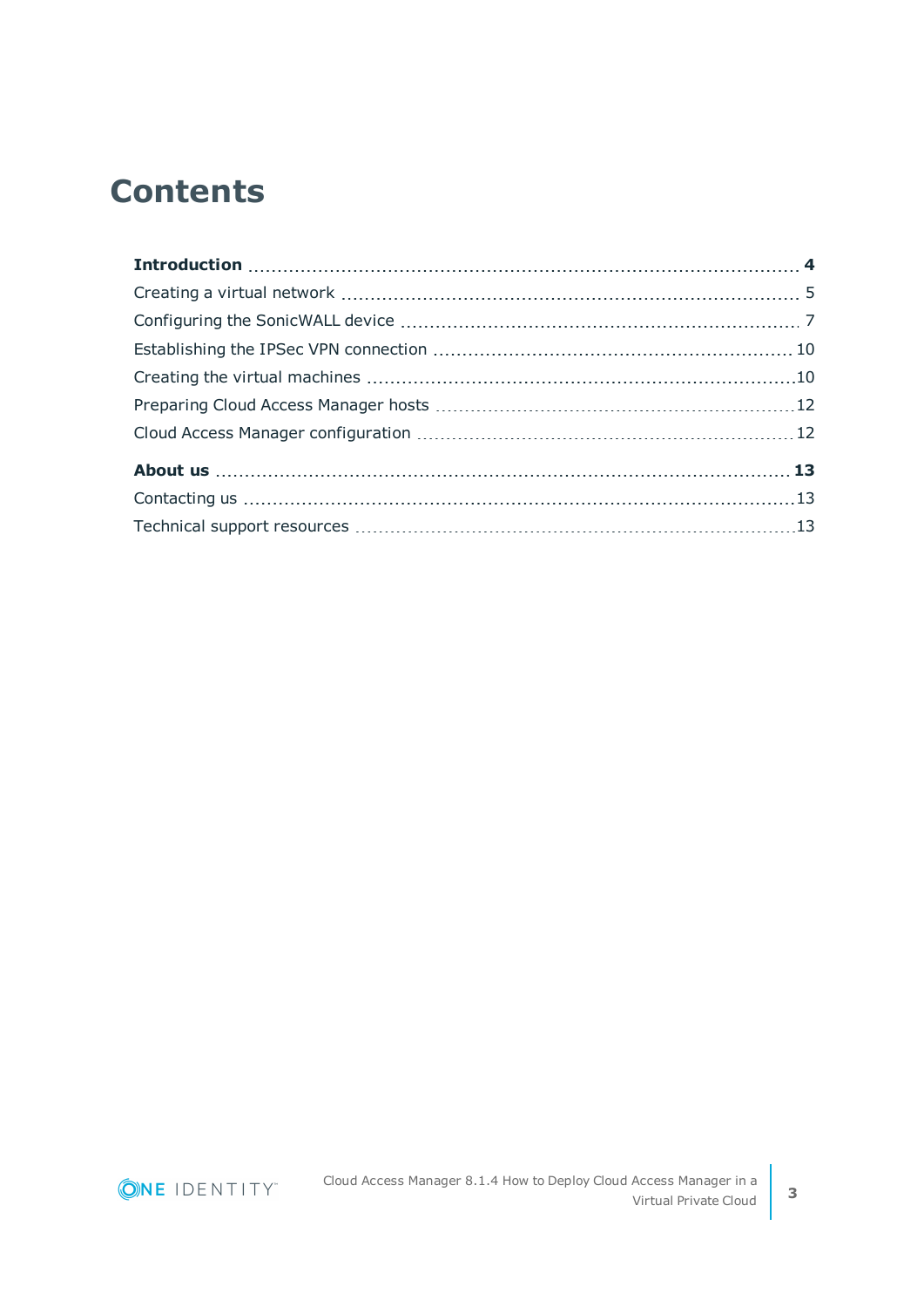# Contents

**Introduction** .......... **4**

Creating a virtual network .......... 5

Configuring the SonicWALL device .......... 7

Establishing the IPSec VPN connection .......... 10

Creating the virtual machines .......... 10

Preparing Cloud Access Manager hosts .......... 12

Cloud Access Manager configuration .......... 12

**About us** .......... **13**

Contacting us .......... 13

Technical support resources .......... 13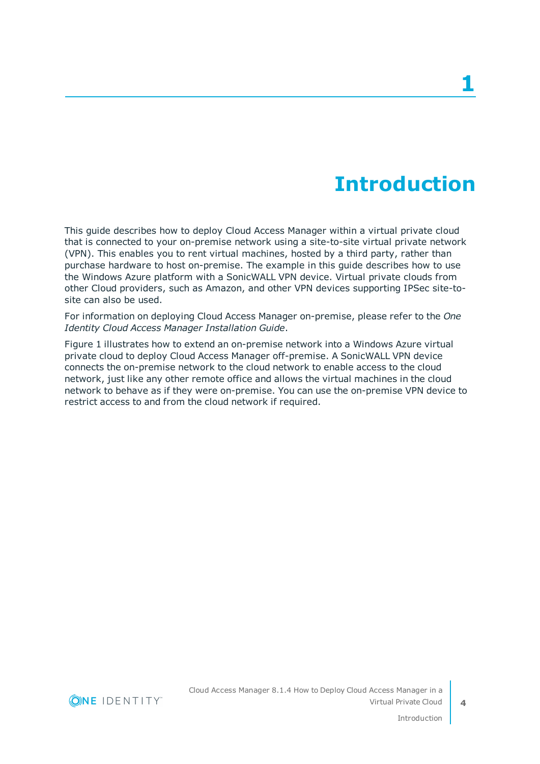# 1 Introduction

This guide describes how to deploy Cloud Access Manager within a virtual private cloud that is connected to your on-premise network using a site-to-site virtual private network (VPN). This enables you to rent virtual machines, hosted by a third party, rather than purchase hardware to host on-premise. The example in this guide describes how to use the Windows Azure platform with a SonicWALL VPN device. Virtual private clouds from other Cloud providers, such as Amazon, and other VPN devices supporting IPSec site-to-site can also be used.

For information on deploying Cloud Access Manager on-premise, please refer to the *One Identity Cloud Access Manager Installation Guide*.

Figure 1 illustrates how to extend an on-premise network into a Windows Azure virtual private cloud to deploy Cloud Access Manager off-premise. A SonicWALL VPN device connects the on-premise network to the cloud network to enable access to the cloud network, just like any other remote office and allows the virtual machines in the cloud network to behave as if they were on-premise. You can use the on-premise VPN device to restrict access to and from the cloud network if required.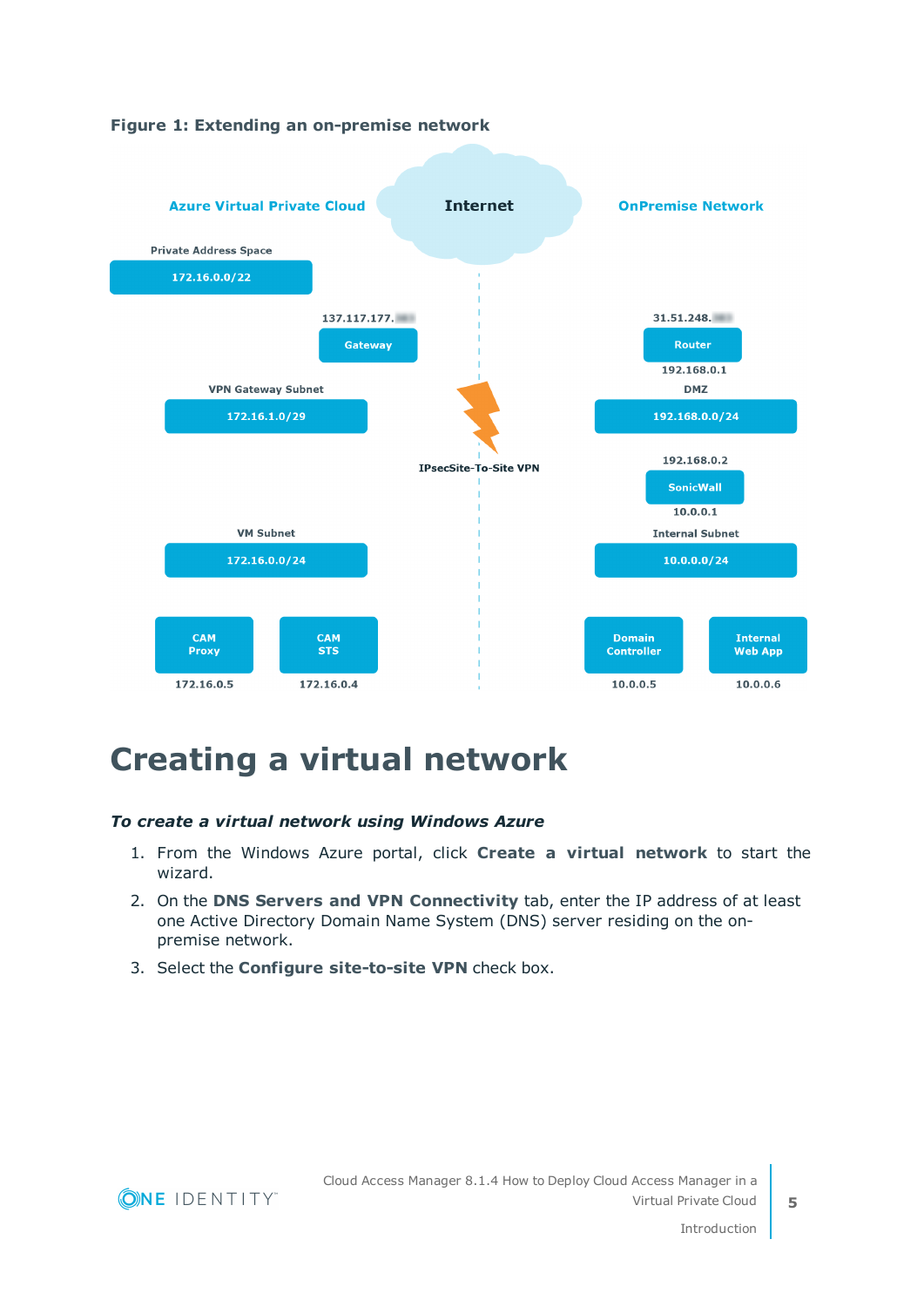**Figure 1: Extending an on-premise network**

Azure Virtual Private Cloud

Internet

OnPremise Network

Private Address Space

172.16.0.0/22

137.117.177.

Gateway

31.51.248.

Router

192.168.0.1

VPN Gateway Subnet

172.16.1.0/29

DMZ

192.168.0.0/24

IPsecSite-To-Site VPN

192.168.0.2

SonicWall

10.0.0.1

VM Subnet

172.16.0.0/24

Internal Subnet

10.0.0.0/24

CAM Proxy

172.16.0.5

CAM STS

172.16.0.4

Domain Controller

10.0.0.5

Internal Web App

10.0.0.6

# Creating a virtual network

***To create a virtual network using Windows Azure***

1. From the Windows Azure portal, click **Create a virtual network** to start the wizard.
2. On the **DNS Servers and VPN Connectivity** tab, enter the IP address of at least one Active Directory Domain Name System (DNS) server residing on the on-premise network.
3. Select the **Configure site-to-site VPN** check box.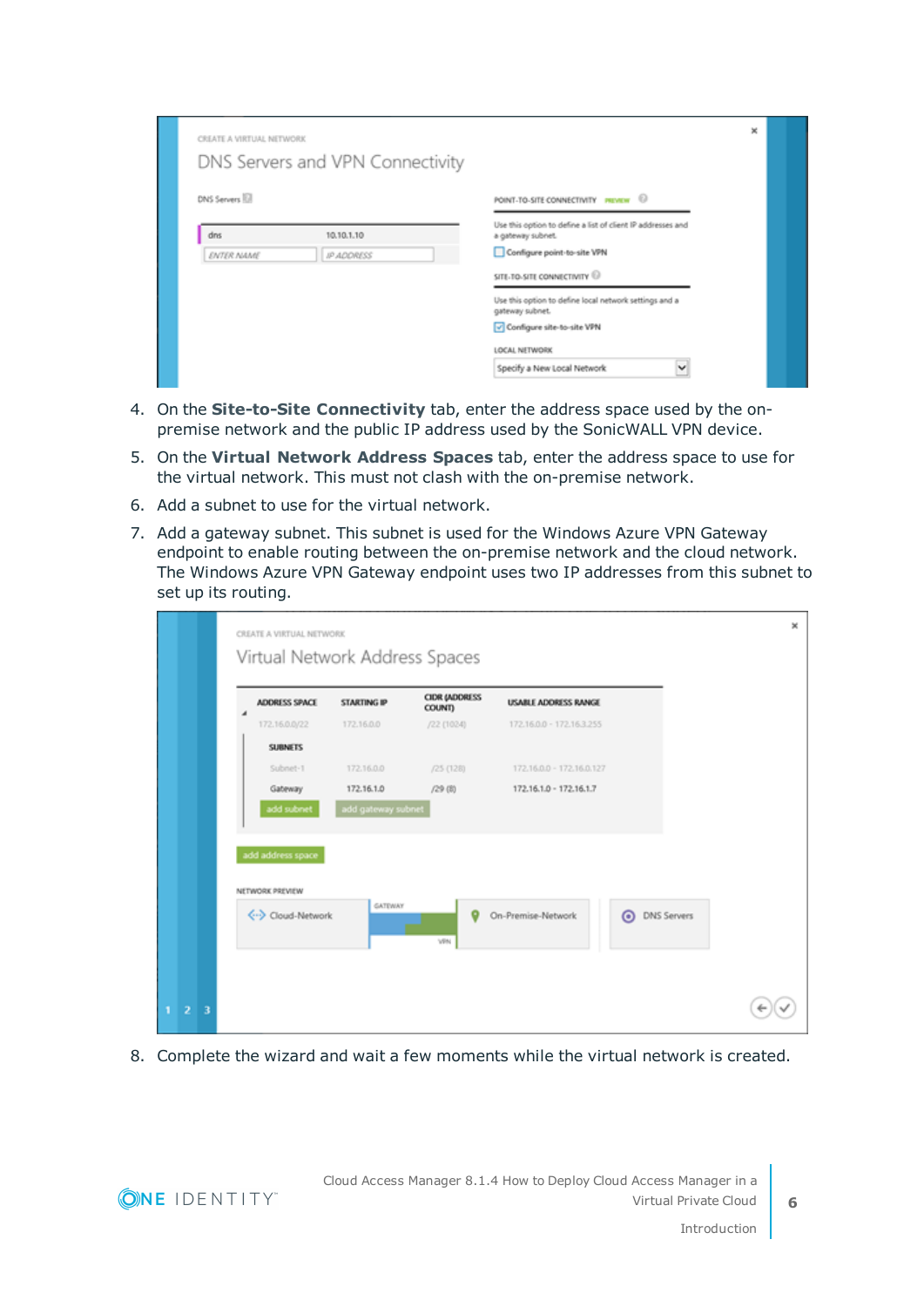4. On the **Site-to-Site Connectivity** tab, enter the address space used by the on-premise network and the public IP address used by the SonicWALL VPN device.
5. On the **Virtual Network Address Spaces** tab, enter the address space to use for the virtual network. This must not clash with the on-premise network.
6. Add a subnet to use for the virtual network.
7. Add a gateway subnet. This subnet is used for the Windows Azure VPN Gateway endpoint to enable routing between the on-premise network and the cloud network. The Windows Azure VPN Gateway endpoint uses two IP addresses from this subnet to set up its routing.
8. Complete the wizard and wait a few moments while the virtual network is created.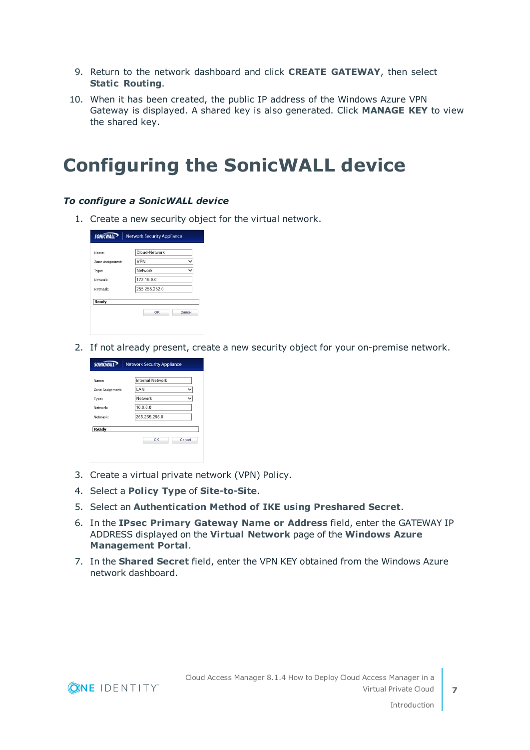9. Return to the network dashboard and click **CREATE GATEWAY**, then select **Static Routing**.
10. When it has been created, the public IP address of the Windows Azure VPN Gateway is displayed. A shared key is also generated. Click **MANAGE KEY** to view the shared key.

# Configuring the SonicWALL device

***To configure a SonicWALL device***

1. Create a new security object for the virtual network.
2. If not already present, create a new security object for your on-premise network.
3. Create a virtual private network (VPN) Policy.
4. Select a **Policy Type** of **Site-to-Site**.
5. Select an **Authentication Method of IKE using Preshared Secret**.
6. In the **IPsec Primary Gateway Name or Address** field, enter the GATEWAY IP ADDRESS displayed on the **Virtual Network** page of the **Windows Azure Management Portal**.
7. In the **Shared Secret** field, enter the VPN KEY obtained from the Windows Azure network dashboard.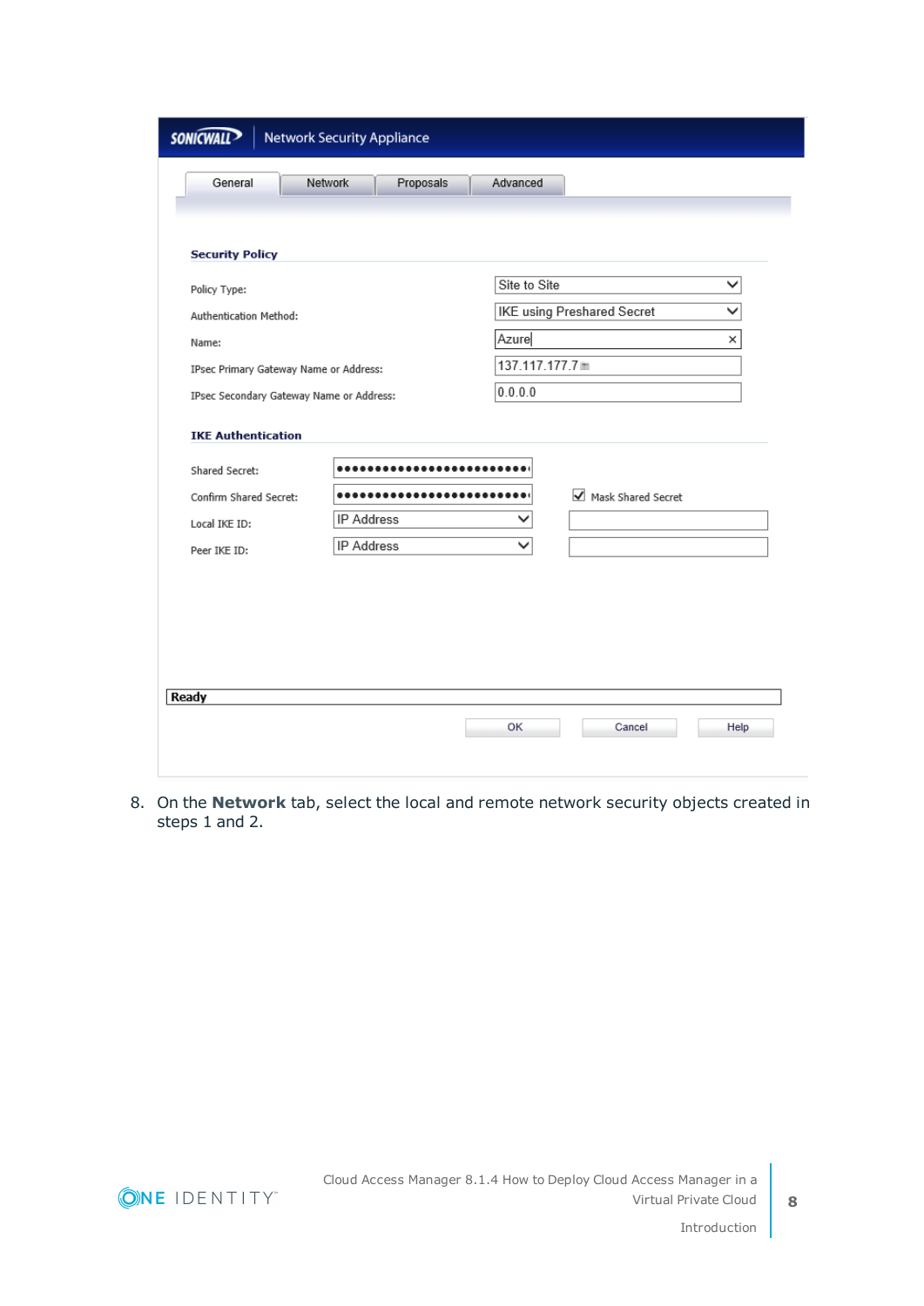8. On the **Network** tab, select the local and remote network security objects created in steps 1 and 2.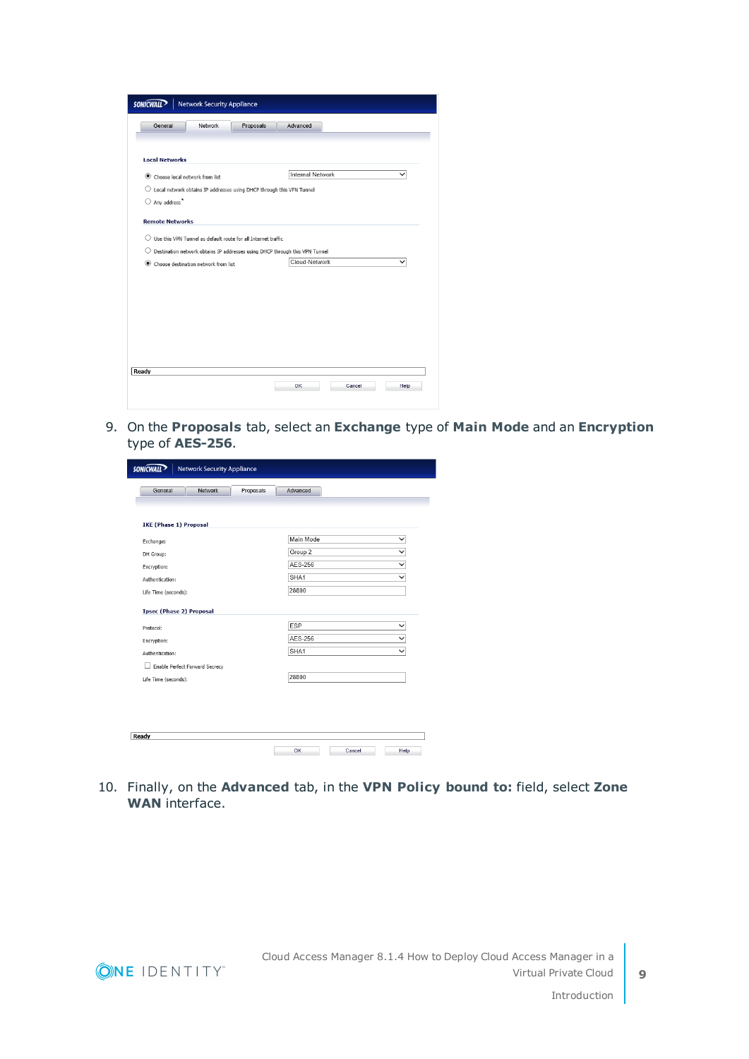9. On the **Proposals** tab, select an **Exchange** type of **Main Mode** and an **Encryption** type of **AES-256**.

10. Finally, on the **Advanced** tab, in the **VPN Policy bound to:** field, select **Zone WAN** interface.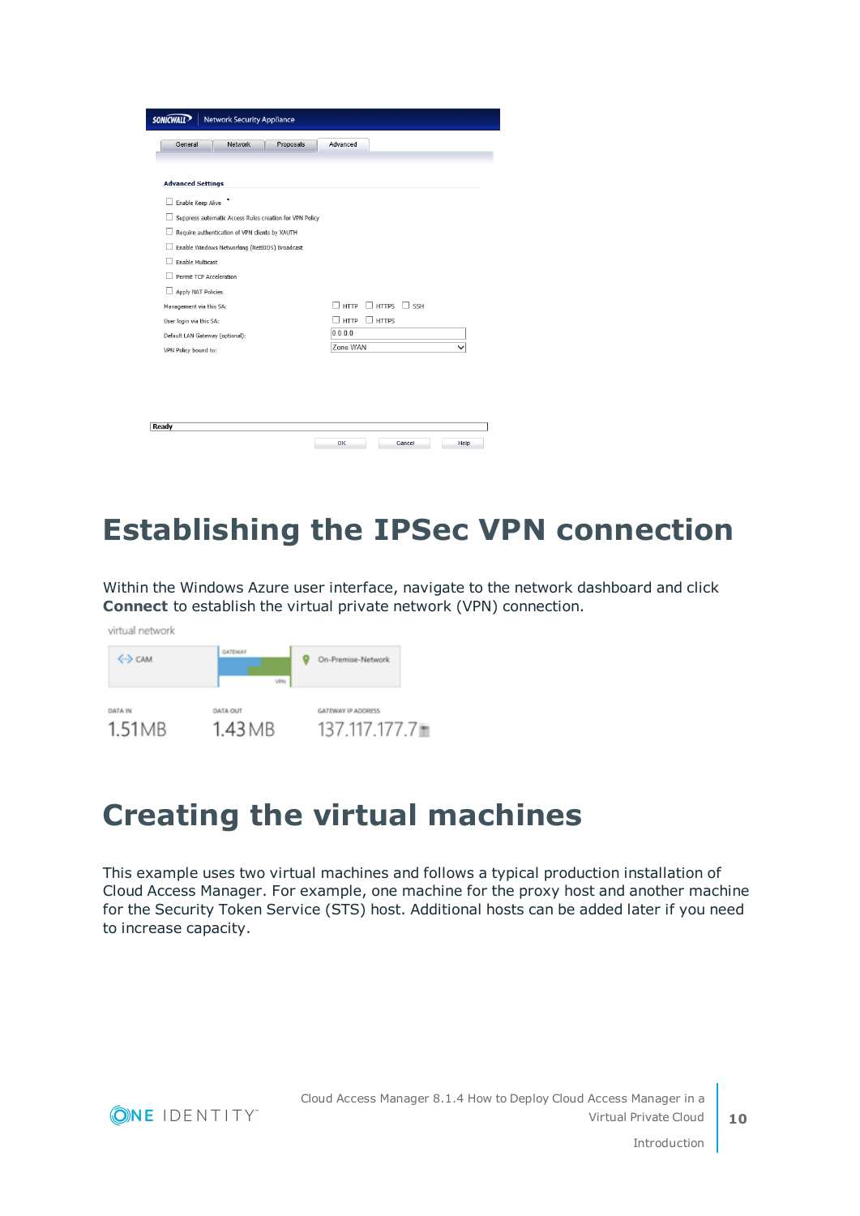# Establishing the IPSec VPN connection

Within the Windows Azure user interface, navigate to the network dashboard and click **Connect** to establish the virtual private network (VPN) connection.

# Creating the virtual machines

This example uses two virtual machines and follows a typical production installation of Cloud Access Manager. For example, one machine for the proxy host and another machine for the Security Token Service (STS) host. Additional hosts can be added later if you need to increase capacity.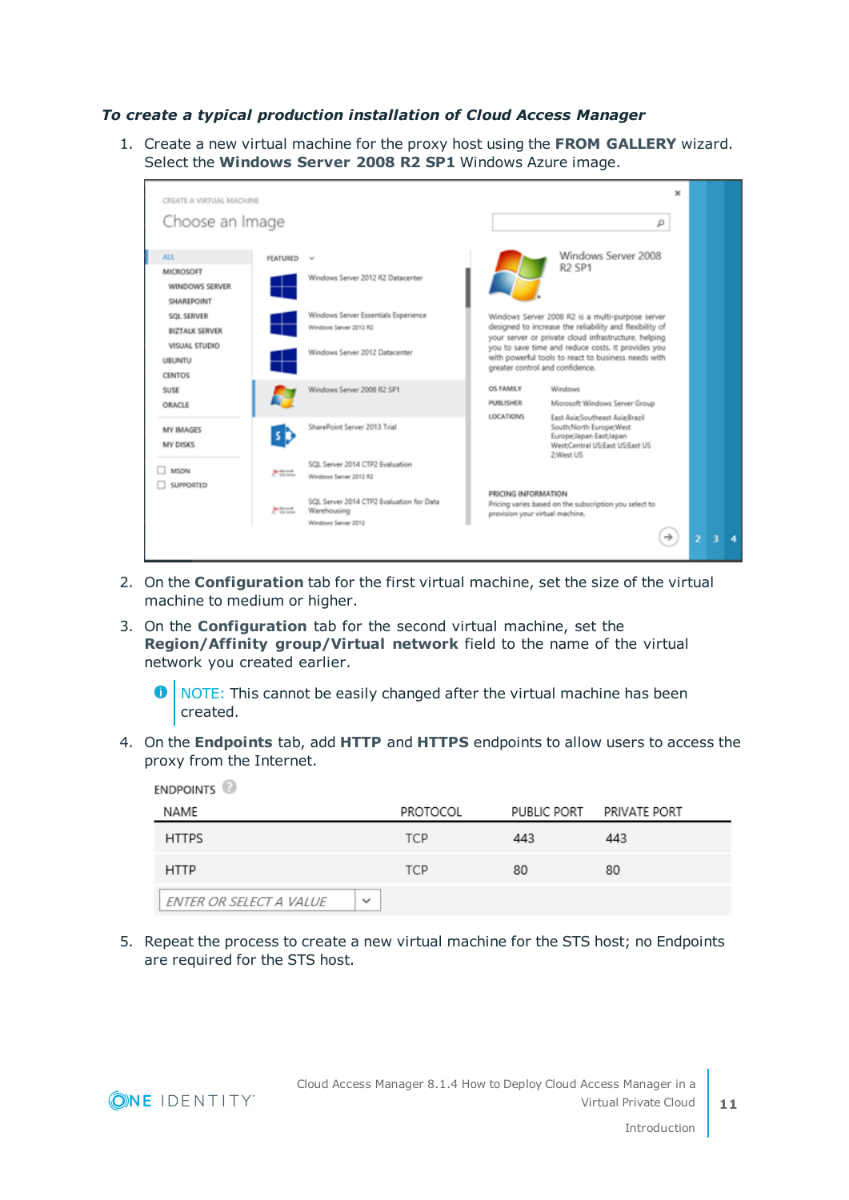***To create a typical production installation of Cloud Access Manager***

1. Create a new virtual machine for the proxy host using the **FROM GALLERY** wizard. Select the **Windows Server 2008 R2 SP1** Windows Azure image.

2. On the **Configuration** tab for the first virtual machine, set the size of the virtual machine to medium or higher.

3. On the **Configuration** tab for the second virtual machine, set the **Region/Affinity group/Virtual network** field to the name of the virtual network you created earlier.

   NOTE: This cannot be easily changed after the virtual machine has been created.

4. On the **Endpoints** tab, add **HTTP** and **HTTPS** endpoints to allow users to access the proxy from the Internet.

   ENDPOINTS

   | NAME | PROTOCOL | PUBLIC PORT | PRIVATE PORT |
   |---|---|---|---|
   | HTTPS | TCP | 443 | 443 |
   | HTTP | TCP | 80 | 80 |
   | ENTER OR SELECT A VALUE | | | |

5. Repeat the process to create a new virtual machine for the STS host; no Endpoints are required for the STS host.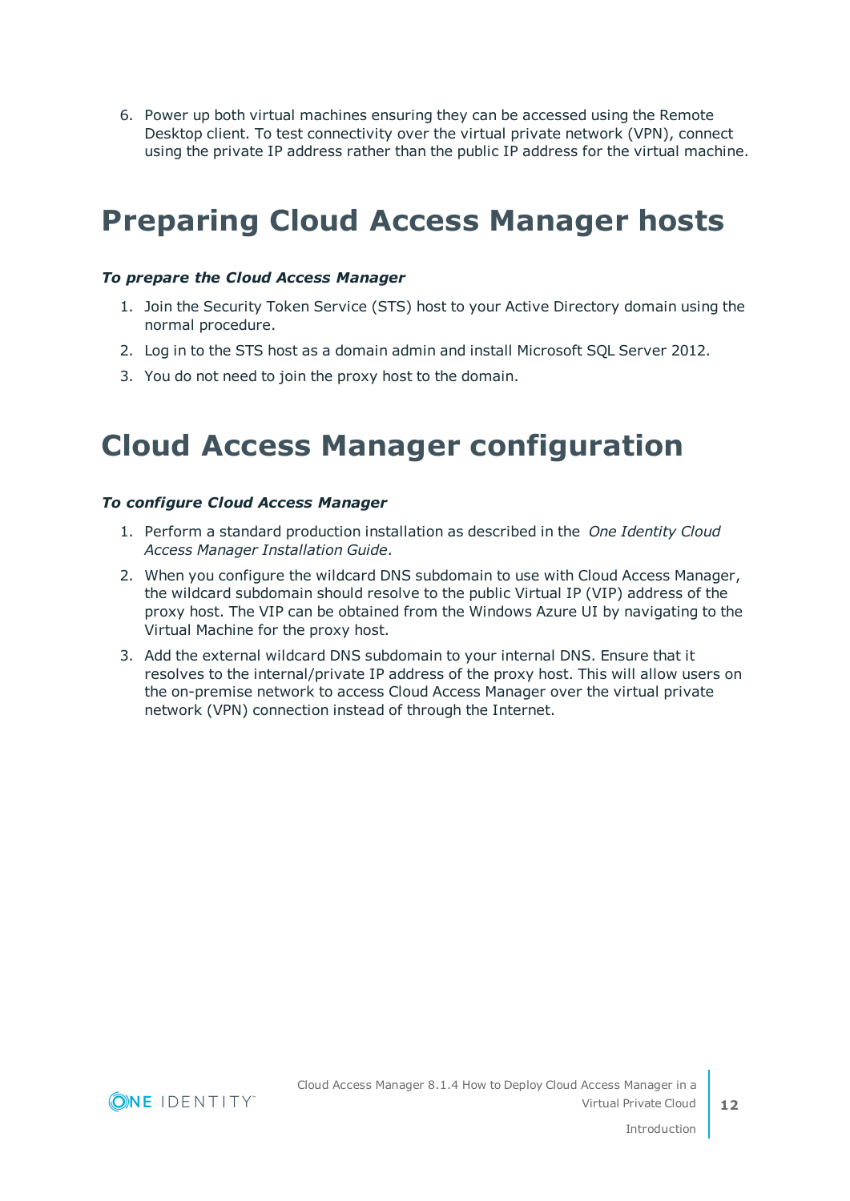6. Power up both virtual machines ensuring they can be accessed using the Remote Desktop client. To test connectivity over the virtual private network (VPN), connect using the private IP address rather than the public IP address for the virtual machine.

# Preparing Cloud Access Manager hosts

***To prepare the Cloud Access Manager***

1. Join the Security Token Service (STS) host to your Active Directory domain using the normal procedure.
2. Log in to the STS host as a domain admin and install Microsoft SQL Server 2012.
3. You do not need to join the proxy host to the domain.

# Cloud Access Manager configuration

***To configure Cloud Access Manager***

1. Perform a standard production installation as described in the *One Identity Cloud Access Manager Installation Guide*.
2. When you configure the wildcard DNS subdomain to use with Cloud Access Manager, the wildcard subdomain should resolve to the public Virtual IP (VIP) address of the proxy host. The VIP can be obtained from the Windows Azure UI by navigating to the Virtual Machine for the proxy host.
3. Add the external wildcard DNS subdomain to your internal DNS. Ensure that it resolves to the internal/private IP address of the proxy host. This will allow users on the on-premise network to access Cloud Access Manager over the virtual private network (VPN) connection instead of through the Internet.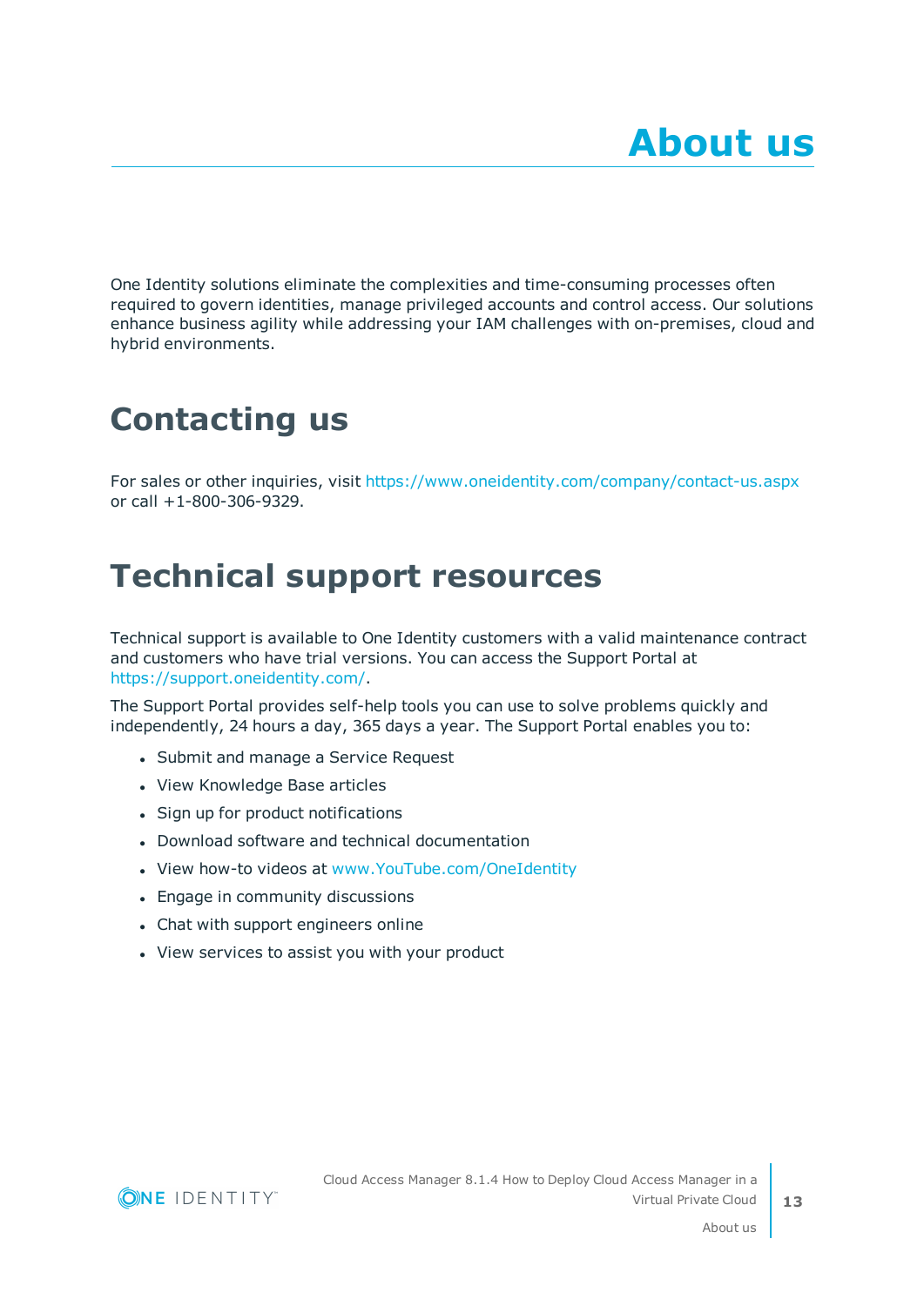# About us

One Identity solutions eliminate the complexities and time-consuming processes often required to govern identities, manage privileged accounts and control access. Our solutions enhance business agility while addressing your IAM challenges with on-premises, cloud and hybrid environments.

## Contacting us

For sales or other inquiries, visit https://www.oneidentity.com/company/contact-us.aspx or call +1-800-306-9329.

## Technical support resources

Technical support is available to One Identity customers with a valid maintenance contract and customers who have trial versions. You can access the Support Portal at https://support.oneidentity.com/.

The Support Portal provides self-help tools you can use to solve problems quickly and independently, 24 hours a day, 365 days a year. The Support Portal enables you to:

- Submit and manage a Service Request
- View Knowledge Base articles
- Sign up for product notifications
- Download software and technical documentation
- View how-to videos at www.YouTube.com/OneIdentity
- Engage in community discussions
- Chat with support engineers online
- View services to assist you with your product